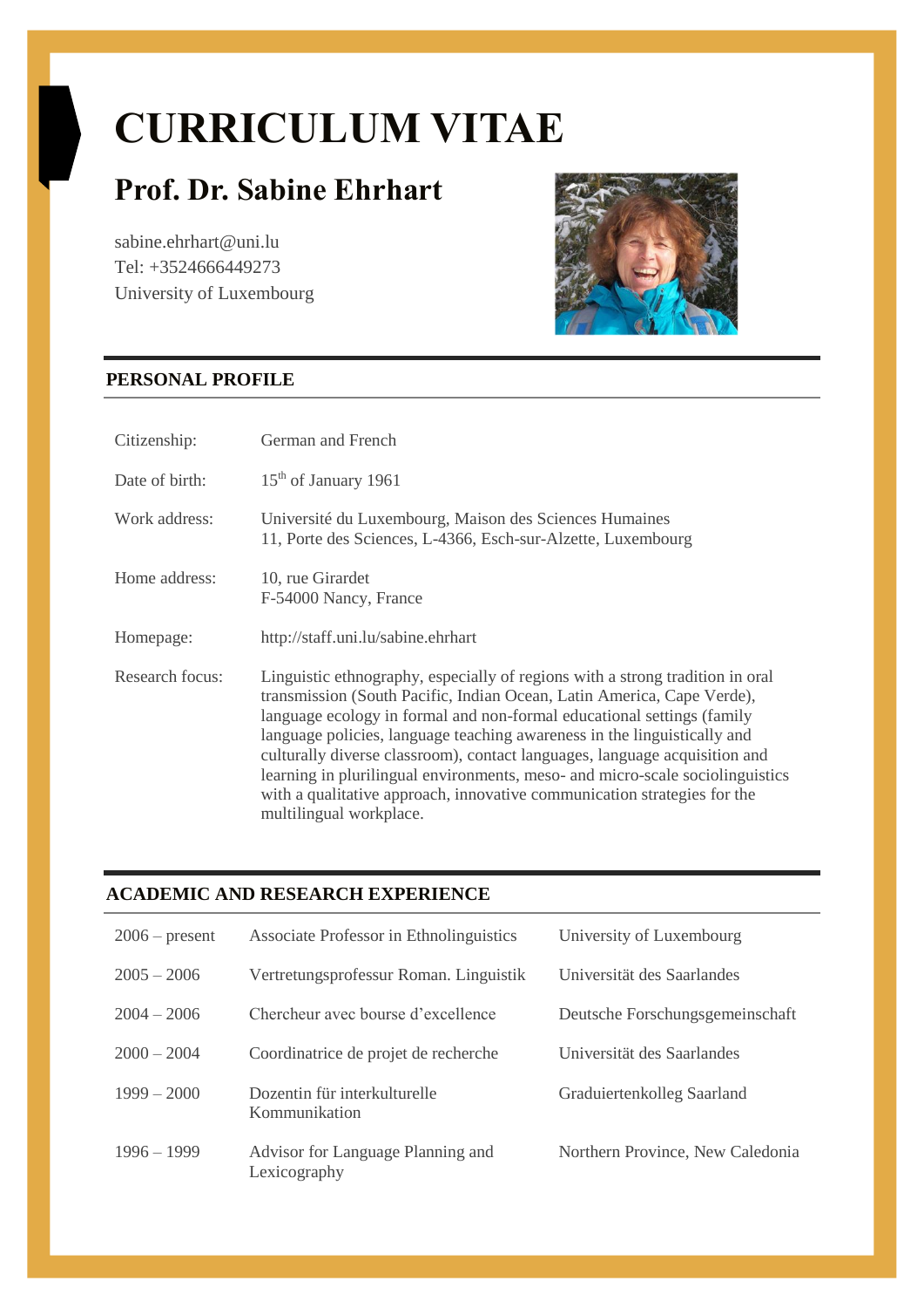# CURRICULUM VITAE

## Prof. Dr. Sabine Ehrhart

sabine.ehrhart@uni.lu
Tel: +3524666449273
University of Luxembourg

## PERSONAL PROFILE

| | |
|---|---|
| Citizenship: | German and French |
| Date of birth: | 15th of January 1961 |
| Work address: | Université du Luxembourg, Maison des Sciences Humaines<br>11, Porte des Sciences, L-4366, Esch-sur-Alzette, Luxembourg |
| Home address: | 10, rue Girardet<br>F-54000 Nancy, France |
| Homepage: | http://staff.uni.lu/sabine.ehrhart |
| Research focus: | Linguistic ethnography, especially of regions with a strong tradition in oral transmission (South Pacific, Indian Ocean, Latin America, Cape Verde), language ecology in formal and non-formal educational settings (family language policies, language teaching awareness in the linguistically and culturally diverse classroom), contact languages, language acquisition and learning in plurilingual environments, meso- and micro-scale sociolinguistics with a qualitative approach, innovative communication strategies for the multilingual workplace. |

## ACADEMIC AND RESEARCH EXPERIENCE

| | | |
|---|---|---|
| 2006 – present | Associate Professor in Ethnolinguistics | University of Luxembourg |
| 2005 – 2006 | Vertretungsprofessur Roman. Linguistik | Universität des Saarlandes |
| 2004 – 2006 | Chercheur avec bourse d'excellence | Deutsche Forschungsgemeinschaft |
| 2000 – 2004 | Coordinatrice de projet de recherche | Universität des Saarlandes |
| 1999 – 2000 | Dozentin für interkulturelle Kommunikation | Graduiertenkolleg Saarland |
| 1996 – 1999 | Advisor for Language Planning and Lexicography | Northern Province, New Caledonia |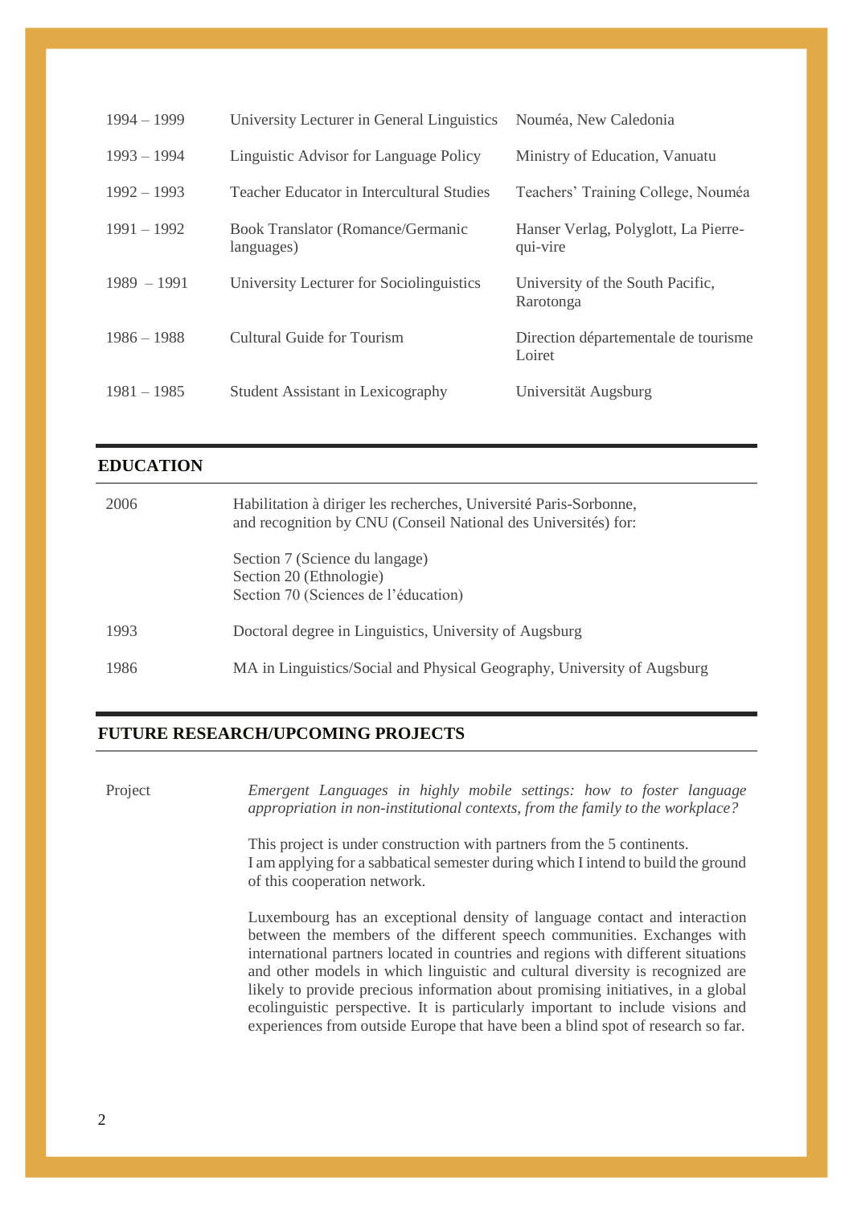| | | |
|---|---|---|
| 1994 – 1999 | University Lecturer in General Linguistics | Nouméa, New Caledonia |
| 1993 – 1994 | Linguistic Advisor for Language Policy | Ministry of Education, Vanuatu |
| 1992 – 1993 | Teacher Educator in Intercultural Studies | Teachers' Training College, Nouméa |
| 1991 – 1992 | Book Translator (Romance/Germanic languages) | Hanser Verlag, Polyglott, La Pierre-qui-vire |
| 1989 – 1991 | University Lecturer for Sociolinguistics | University of the South Pacific, Rarotonga |
| 1986 – 1988 | Cultural Guide for Tourism | Direction départementale de tourisme Loiret |
| 1981 – 1985 | Student Assistant in Lexicography | Universität Augsburg |

## EDUCATION

| | |
|---|---|
| 2006 | Habilitation à diriger les recherches, Université Paris-Sorbonne, and recognition by CNU (Conseil National des Universités) for:<br><br>Section 7 (Science du langage)<br>Section 20 (Ethnologie)<br>Section 70 (Sciences de l'éducation) |
| 1993 | Doctoral degree in Linguistics, University of Augsburg |
| 1986 | MA in Linguistics/Social and Physical Geography, University of Augsburg |

## FUTURE RESEARCH/UPCOMING PROJECTS

**Project**

*Emergent Languages in highly mobile settings: how to foster language appropriation in non-institutional contexts, from the family to the workplace?*

This project is under construction with partners from the 5 continents.
I am applying for a sabbatical semester during which I intend to build the ground of this cooperation network.

Luxembourg has an exceptional density of language contact and interaction between the members of the different speech communities. Exchanges with international partners located in countries and regions with different situations and other models in which linguistic and cultural diversity is recognized are likely to provide precious information about promising initiatives, in a global ecolinguistic perspective. It is particularly important to include visions and experiences from outside Europe that have been a blind spot of research so far.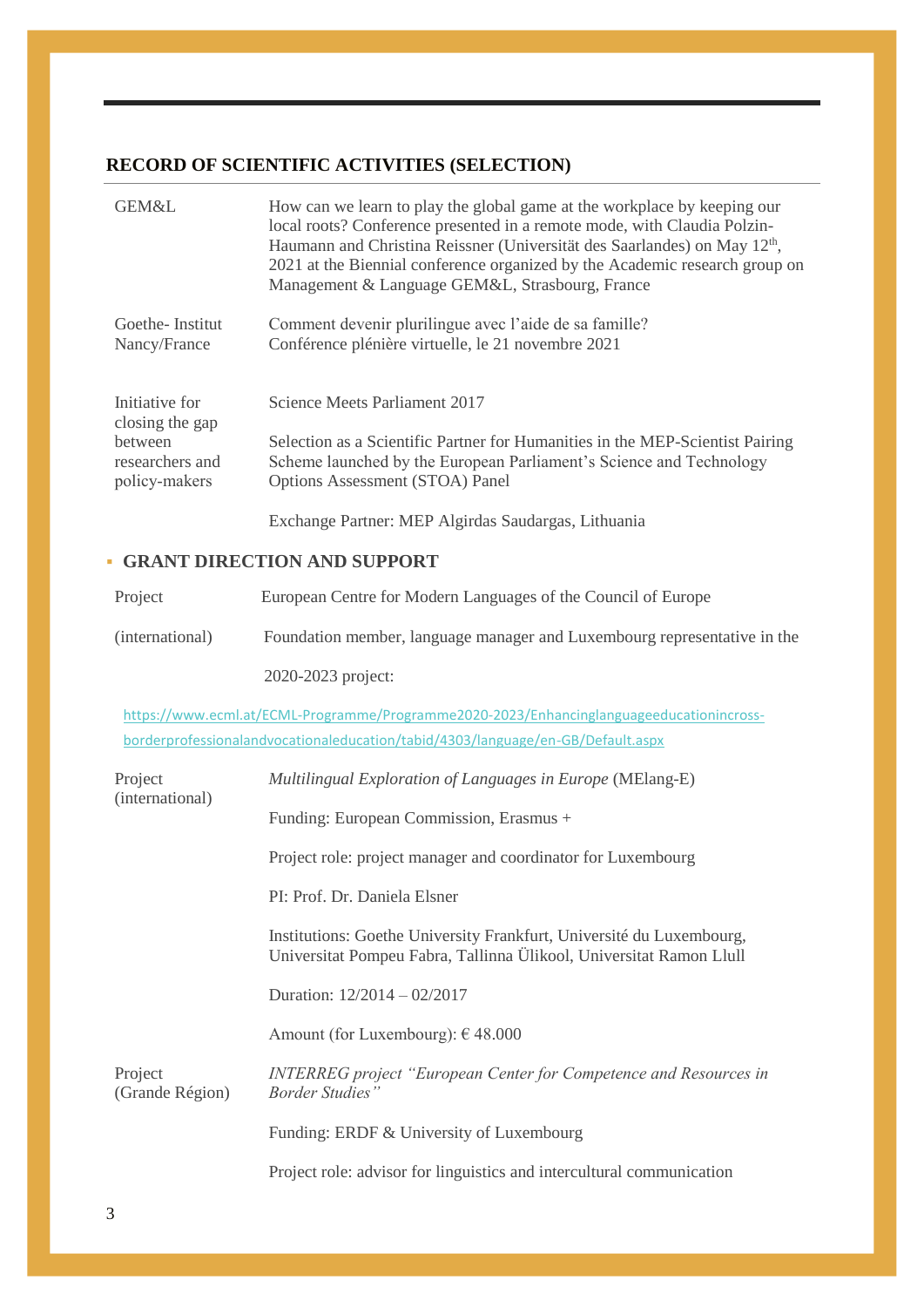## RECORD OF SCIENTIFIC ACTIVITIES (SELECTION)

| | |
|---|---|
| GEM&L | How can we learn to play the global game at the workplace by keeping our local roots? Conference presented in a remote mode, with Claudia Polzin-Haumann and Christina Reissner (Universität des Saarlandes) on May 12th, 2021 at the Biennial conference organized by the Academic research group on Management & Language GEM&L, Strasbourg, France |
| Goethe- Institut Nancy/France | Comment devenir plurilingue avec l'aide de sa famille? Conférence plénière virtuelle, le 21 novembre 2021 |
| Initiative for closing the gap between researchers and policy-makers | Science Meets Parliament 2017<br><br>Selection as a Scientific Partner for Humanities in the MEP-Scientist Pairing Scheme launched by the European Parliament's Science and Technology Options Assessment (STOA) Panel<br><br>Exchange Partner: MEP Algirdas Saudargas, Lithuania |

- **GRANT DIRECTION AND SUPPORT**

Project (international) — European Centre for Modern Languages of the Council of Europe

Foundation member, language manager and Luxembourg representative in the 2020-2023 project:

https://www.ecml.at/ECML-Programme/Programme2020-2023/Enhancinglanguageeducationincross-borderprofessionalandvocationaleducation/tabid/4303/language/en-GB/Default.aspx

| | |
|---|---|
| Project (international) | *Multilingual Exploration of Languages in Europe* (MElang-E)<br><br>Funding: European Commission, Erasmus +<br><br>Project role: project manager and coordinator for Luxembourg<br><br>PI: Prof. Dr. Daniela Elsner<br><br>Institutions: Goethe University Frankfurt, Université du Luxembourg, Universitat Pompeu Fabra, Tallinna Ülikool, Universitat Ramon Llull<br><br>Duration: 12/2014 – 02/2017<br><br>Amount (for Luxembourg): € 48.000 |
| Project (Grande Région) | *INTERREG project "European Center for Competence and Resources in Border Studies"*<br><br>Funding: ERDF & University of Luxembourg<br><br>Project role: advisor for linguistics and intercultural communication |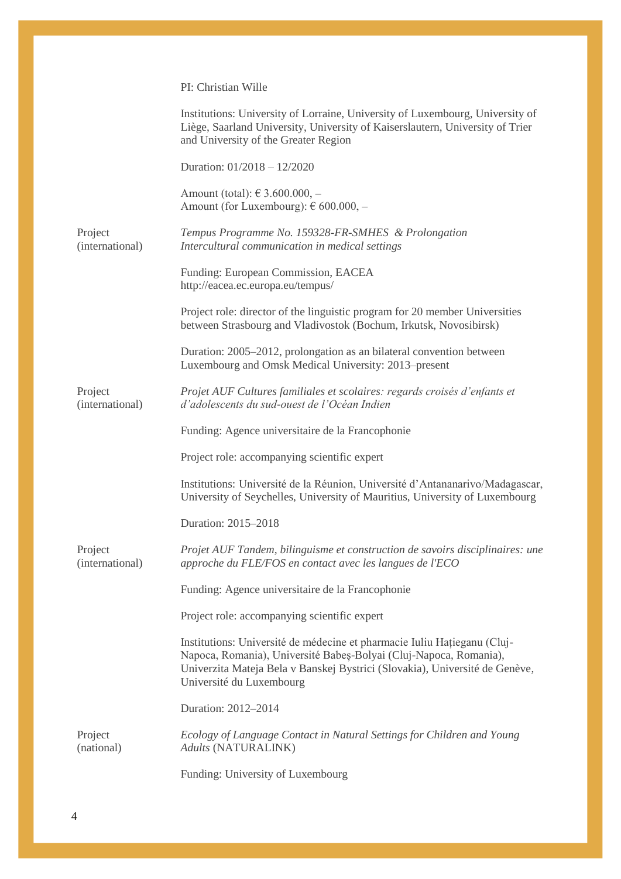PI: Christian Wille

Institutions: University of Lorraine, University of Luxembourg, University of Liège, Saarland University, University of Kaiserslautern, University of Trier and University of the Greater Region

Duration: 01/2018 – 12/2020

Amount (total): € 3.600.000, –
Amount (for Luxembourg): € 600.000, –

**Project (international)**

*Tempus Programme No. 159328-FR-SMHES & Prolongation*
*Intercultural communication in medical settings*

Funding: European Commission, EACEA
http://eacea.ec.europa.eu/tempus/

Project role: director of the linguistic program for 20 member Universities between Strasbourg and Vladivostok (Bochum, Irkutsk, Novosibirsk)

Duration: 2005–2012, prolongation as an bilateral convention between Luxembourg and Omsk Medical University: 2013–present

**Project (international)**

*Projet AUF Cultures familiales et scolaires: regards croisés d'enfants et d'adolescents du sud-ouest de l'Océan Indien*

Funding: Agence universitaire de la Francophonie

Project role: accompanying scientific expert

Institutions: Université de la Réunion, Université d'Antananarivo/Madagascar, University of Seychelles, University of Mauritius, University of Luxembourg

Duration: 2015–2018

**Project (international)**

*Projet AUF Tandem, bilinguisme et construction de savoirs disciplinaires: une approche du FLE/FOS en contact avec les langues de l'ECO*

Funding: Agence universitaire de la Francophonie

Project role: accompanying scientific expert

Institutions: Université de médecine et pharmacie Iuliu Hațieganu (Cluj-Napoca, Romania), Université Babeș-Bolyai (Cluj-Napoca, Romania), Univerzita Mateja Bela v Banskej Bystrici (Slovakia), Université de Genève, Université du Luxembourg

Duration: 2012–2014

**Project (national)**

*Ecology of Language Contact in Natural Settings for Children and Young Adults* (NATURALINK)

Funding: University of Luxembourg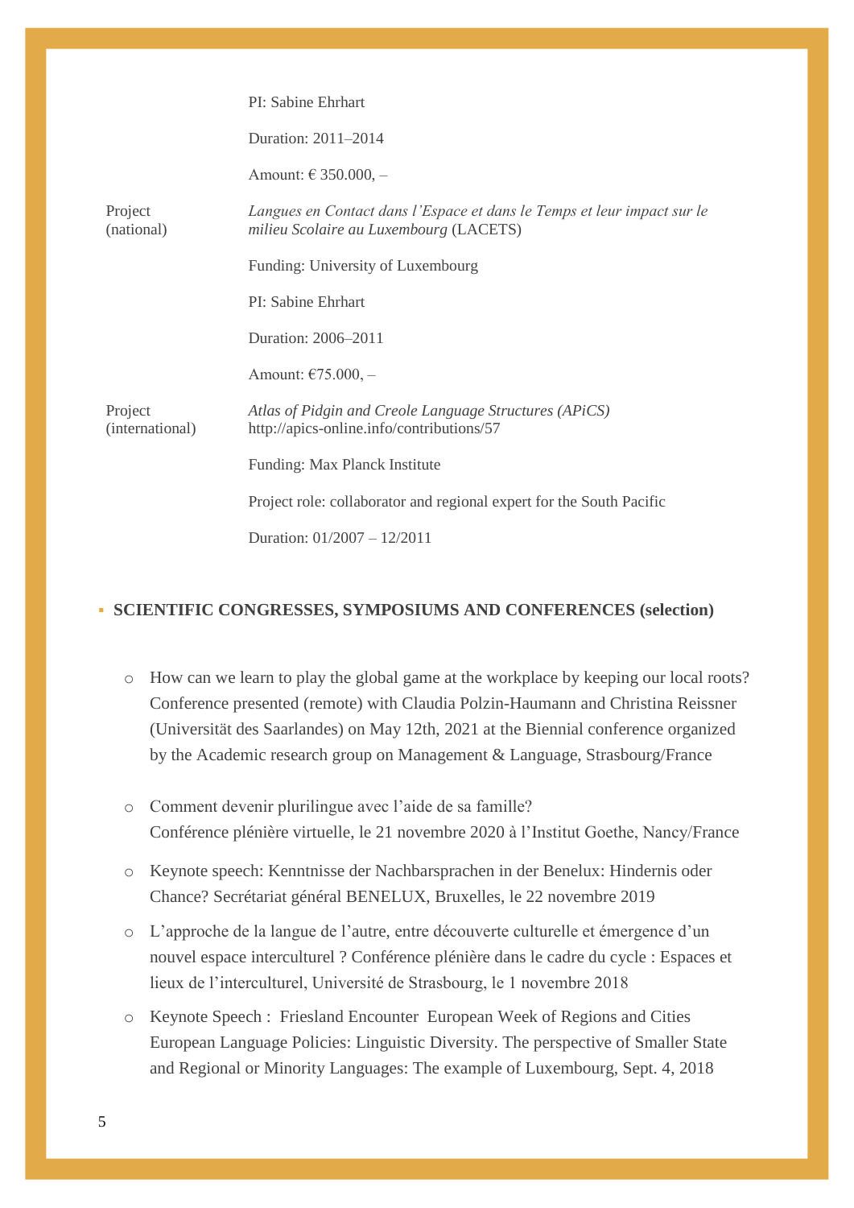| | |
|---|---|
| | PI: Sabine Ehrhart |
| | Duration: 2011–2014 |
| | Amount: € 350.000, – |
| Project (national) | *Langues en Contact dans l'Espace et dans le Temps et leur impact sur le milieu Scolaire au Luxembourg* (LACETS) |
| | Funding: University of Luxembourg |
| | PI: Sabine Ehrhart |
| | Duration: 2006–2011 |
| | Amount: €75.000, – |
| Project (international) | *Atlas of Pidgin and Creole Language Structures (APiCS)* http://apics-online.info/contributions/57 |
| | Funding: Max Planck Institute |
| | Project role: collaborator and regional expert for the South Pacific |
| | Duration: 01/2007 – 12/2011 |

## SCIENTIFIC CONGRESSES, SYMPOSIUMS AND CONFERENCES (selection)

- How can we learn to play the global game at the workplace by keeping our local roots? Conference presented (remote) with Claudia Polzin-Haumann and Christina Reissner (Universität des Saarlandes) on May 12th, 2021 at the Biennial conference organized by the Academic research group on Management & Language, Strasbourg/France

- Comment devenir plurilingue avec l'aide de sa famille?
  Conférence plénière virtuelle, le 21 novembre 2020 à l'Institut Goethe, Nancy/France

- Keynote speech: Kenntnisse der Nachbarsprachen in der Benelux: Hindernis oder Chance? Secrétariat général BENELUX, Bruxelles, le 22 novembre 2019

- L'approche de la langue de l'autre, entre découverte culturelle et émergence d'un nouvel espace interculturel ? Conférence plénière dans le cadre du cycle : Espaces et lieux de l'interculturel, Université de Strasbourg, le 1 novembre 2018

- Keynote Speech : Friesland Encounter European Week of Regions and Cities European Language Policies: Linguistic Diversity. The perspective of Smaller State and Regional or Minority Languages: The example of Luxembourg, Sept. 4, 2018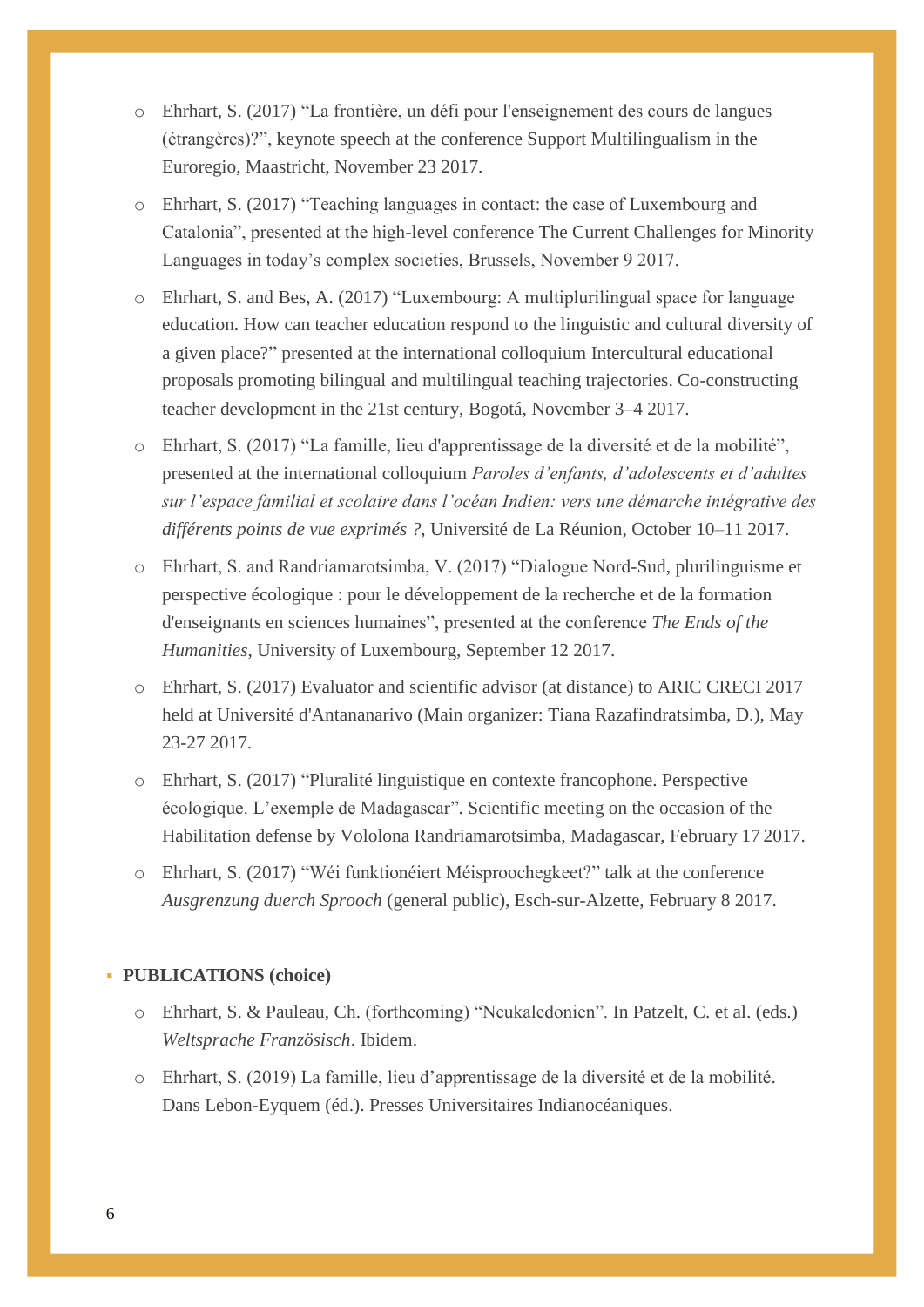- Ehrhart, S. (2017) "La frontière, un défi pour l'enseignement des cours de langues (étrangères)?", keynote speech at the conference Support Multilingualism in the Euroregio, Maastricht, November 23 2017.
- Ehrhart, S. (2017) "Teaching languages in contact: the case of Luxembourg and Catalonia", presented at the high-level conference The Current Challenges for Minority Languages in today's complex societies, Brussels, November 9 2017.
- Ehrhart, S. and Bes, A. (2017) "Luxembourg: A multiplurilingual space for language education. How can teacher education respond to the linguistic and cultural diversity of a given place?" presented at the international colloquium Intercultural educational proposals promoting bilingual and multilingual teaching trajectories. Co-constructing teacher development in the 21st century, Bogotá, November 3–4 2017.
- Ehrhart, S. (2017) "La famille, lieu d'apprentissage de la diversité et de la mobilité", presented at the international colloquium *Paroles d'enfants, d'adolescents et d'adultes sur l'espace familial et scolaire dans l'océan Indien: vers une démarche intégrative des différents points de vue exprimés ?*, Université de La Réunion, October 10–11 2017.
- Ehrhart, S. and Randriamarotsimba, V. (2017) "Dialogue Nord-Sud, plurilinguisme et perspective écologique : pour le développement de la recherche et de la formation d'enseignants en sciences humaines", presented at the conference *The Ends of the Humanities*, University of Luxembourg, September 12 2017.
- Ehrhart, S. (2017) Evaluator and scientific advisor (at distance) to ARIC CRECI 2017 held at Université d'Antananarivo (Main organizer: Tiana Razafindratsimba, D.), May 23-27 2017.
- Ehrhart, S. (2017) "Pluralité linguistique en contexte francophone. Perspective écologique. L'exemple de Madagascar". Scientific meeting on the occasion of the Habilitation defense by Vololona Randriamarotsimba, Madagascar, February 17 2017.
- Ehrhart, S. (2017) "Wéi funktionéiert Méisproochegkeet?" talk at the conference *Ausgrenzung duerch Sprooch* (general public), Esch-sur-Alzette, February 8 2017.

- **PUBLICATIONS (choice)**
  - Ehrhart, S. & Pauleau, Ch. (forthcoming) "Neukaledonien". In Patzelt, C. et al. (eds.) *Weltsprache Französisch*. Ibidem.
  - Ehrhart, S. (2019) La famille, lieu d'apprentissage de la diversité et de la mobilité. Dans Lebon-Eyquem (éd.). Presses Universitaires Indianocéaniques.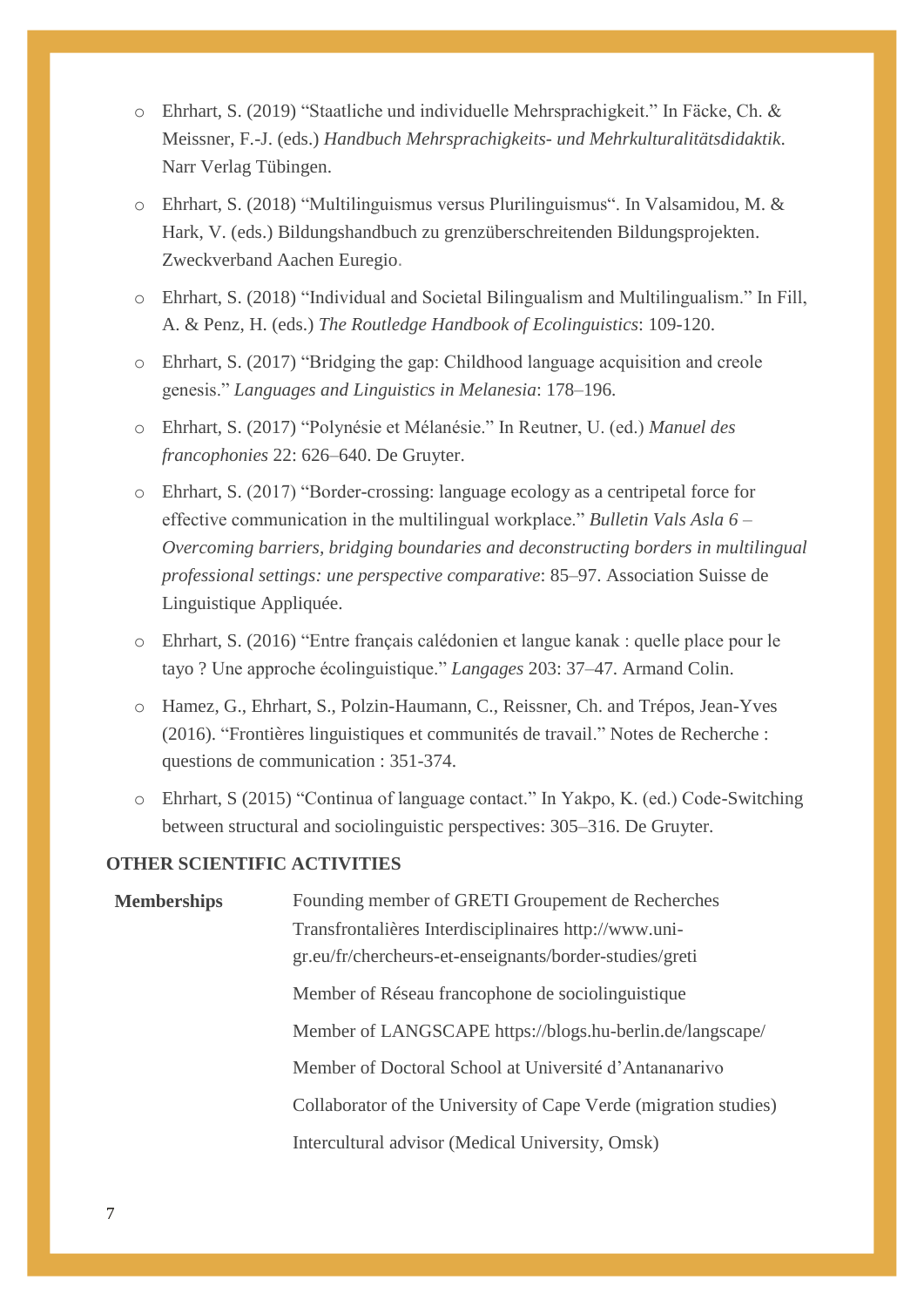- Ehrhart, S. (2019) "Staatliche und individuelle Mehrsprachigkeit." In Fäcke, Ch. & Meissner, F.-J. (eds.) *Handbuch Mehrsprachigkeits- und Mehrkulturalitätsdidaktik*. Narr Verlag Tübingen.
- Ehrhart, S. (2018) "Multilinguismus versus Plurilinguismus". In Valsamidou, M. & Hark, V. (eds.) Bildungshandbuch zu grenzüberschreitenden Bildungsprojekten. Zweckverband Aachen Euregio.
- Ehrhart, S. (2018) "Individual and Societal Bilingualism and Multilingualism." In Fill, A. & Penz, H. (eds.) *The Routledge Handbook of Ecolinguistics*: 109-120.
- Ehrhart, S. (2017) "Bridging the gap: Childhood language acquisition and creole genesis." *Languages and Linguistics in Melanesia*: 178–196.
- Ehrhart, S. (2017) "Polynésie et Mélanésie." In Reutner, U. (ed.) *Manuel des francophonies* 22: 626–640. De Gruyter.
- Ehrhart, S. (2017) "Border-crossing: language ecology as a centripetal force for effective communication in the multilingual workplace." *Bulletin Vals Asla 6 – Overcoming barriers, bridging boundaries and deconstructing borders in multilingual professional settings: une perspective comparative*: 85–97. Association Suisse de Linguistique Appliquée.
- Ehrhart, S. (2016) "Entre français calédonien et langue kanak : quelle place pour le tayo ? Une approche écolinguistique." *Langages* 203: 37–47. Armand Colin.
- Hamez, G., Ehrhart, S., Polzin-Haumann, C., Reissner, Ch. and Trépos, Jean-Yves (2016). "Frontières linguistiques et communités de travail." Notes de Recherche : questions de communication : 351-374.
- Ehrhart, S (2015) "Continua of language contact." In Yakpo, K. (ed.) Code-Switching between structural and sociolinguistic perspectives: 305–316. De Gruyter.

**OTHER SCIENTIFIC ACTIVITIES**

| | |
|---|---|
| **Memberships** | Founding member of GRETI Groupement de Recherches Transfrontalières Interdisciplinaires http://www.uni-gr.eu/fr/chercheurs-et-enseignants/border-studies/greti |
| | Member of Réseau francophone de sociolinguistique |
| | Member of LANGSCAPE https://blogs.hu-berlin.de/langscape/ |
| | Member of Doctoral School at Université d'Antananarivo |
| | Collaborator of the University of Cape Verde (migration studies) |
| | Intercultural advisor (Medical University, Omsk) |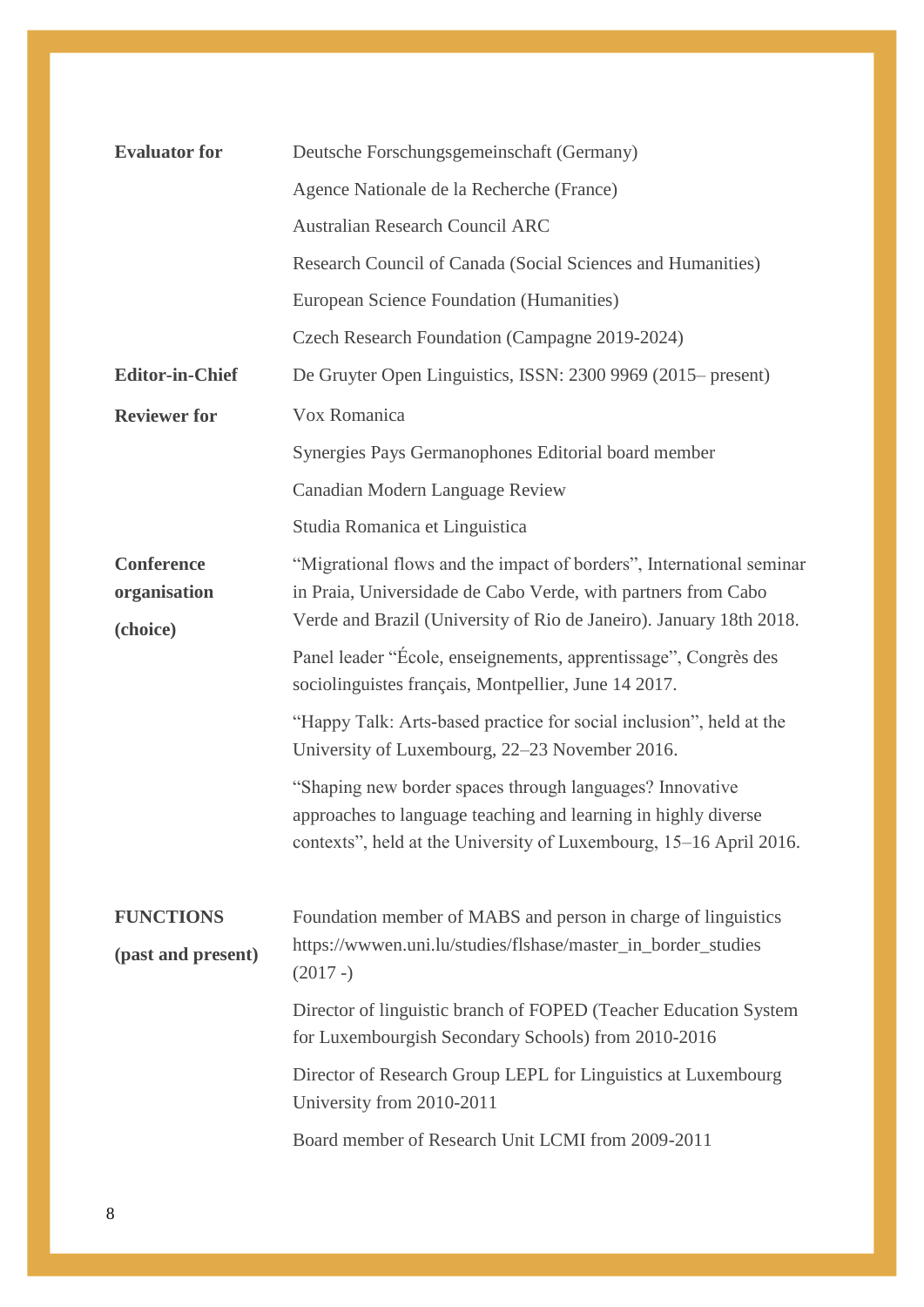| | |
|---|---|
| **Evaluator for** | Deutsche Forschungsgemeinschaft (Germany) |
| | Agence Nationale de la Recherche (France) |
| | Australian Research Council ARC |
| | Research Council of Canada (Social Sciences and Humanities) |
| | European Science Foundation (Humanities) |
| | Czech Research Foundation (Campagne 2019-2024) |
| **Editor-in-Chief** | De Gruyter Open Linguistics, ISSN: 2300 9969 (2015– present) |
| **Reviewer for** | Vox Romanica |
| | Synergies Pays Germanophones Editorial board member |
| | Canadian Modern Language Review |
| | Studia Romanica et Linguistica |
| **Conference organisation (choice)** | "Migrational flows and the impact of borders", International seminar in Praia, Universidade de Cabo Verde, with partners from Cabo Verde and Brazil (University of Rio de Janeiro). January 18th 2018. |
| | Panel leader "École, enseignements, apprentissage", Congrès des sociolinguistes français, Montpellier, June 14 2017. |
| | "Happy Talk: Arts-based practice for social inclusion", held at the University of Luxembourg, 22–23 November 2016. |
| | "Shaping new border spaces through languages? Innovative approaches to language teaching and learning in highly diverse contexts", held at the University of Luxembourg, 15–16 April 2016. |
| **FUNCTIONS (past and present)** | Foundation member of MABS and person in charge of linguistics https://wwwen.uni.lu/studies/flshase/master_in_border_studies (2017 -) |
| | Director of linguistic branch of FOPED (Teacher Education System for Luxembourgish Secondary Schools) from 2010-2016 |
| | Director of Research Group LEPL for Linguistics at Luxembourg University from 2010-2011 |
| | Board member of Research Unit LCMI from 2009-2011 |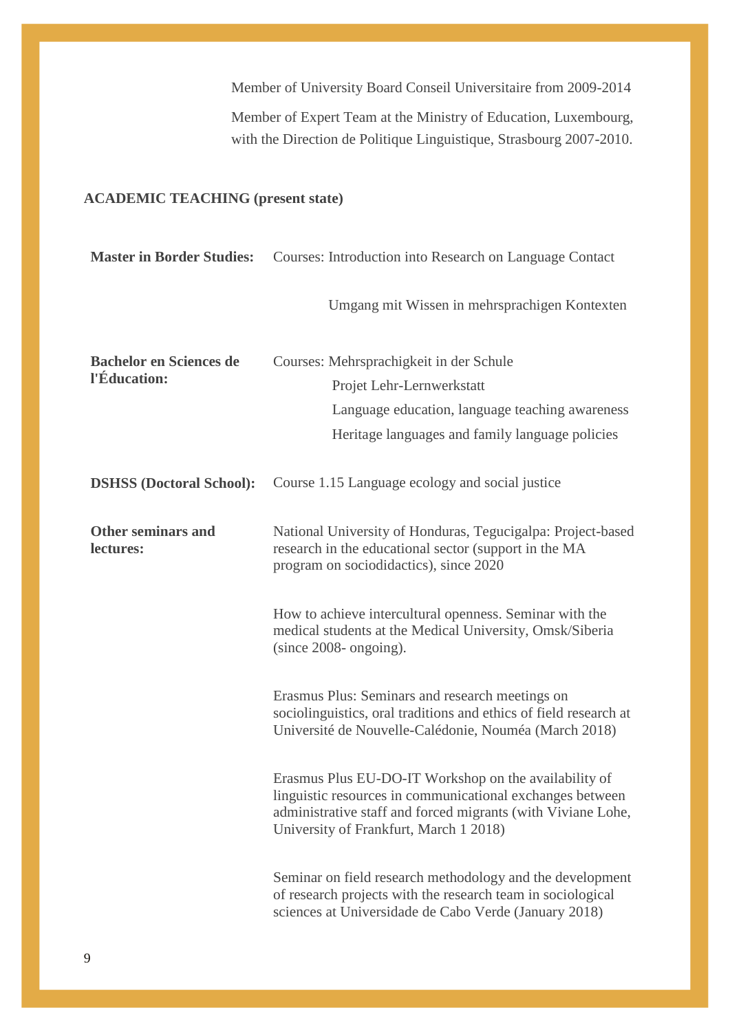Member of University Board Conseil Universitaire from 2009-2014

Member of Expert Team at the Ministry of Education, Luxembourg, with the Direction de Politique Linguistique, Strasbourg 2007-2010.

**ACADEMIC TEACHING (present state)**

**Master in Border Studies:** Courses: Introduction into Research on Language Contact

Umgang mit Wissen in mehrsprachigen Kontexten

**Bachelor en Sciences de l'Éducation:** Courses: Mehrsprachigkeit in der Schule

Projet Lehr-Lernwerkstatt

Language education, language teaching awareness

Heritage languages and family language policies

**DSHSS (Doctoral School):** Course 1.15 Language ecology and social justice

**Other seminars and lectures:**

National University of Honduras, Tegucigalpa: Project-based research in the educational sector (support in the MA program on sociodidactics), since 2020

How to achieve intercultural openness. Seminar with the medical students at the Medical University, Omsk/Siberia (since 2008- ongoing).

Erasmus Plus: Seminars and research meetings on sociolinguistics, oral traditions and ethics of field research at Université de Nouvelle-Calédonie, Nouméa (March 2018)

Erasmus Plus EU-DO-IT Workshop on the availability of linguistic resources in communicational exchanges between administrative staff and forced migrants (with Viviane Lohe, University of Frankfurt, March 1 2018)

Seminar on field research methodology and the development of research projects with the research team in sociological sciences at Universidade de Cabo Verde (January 2018)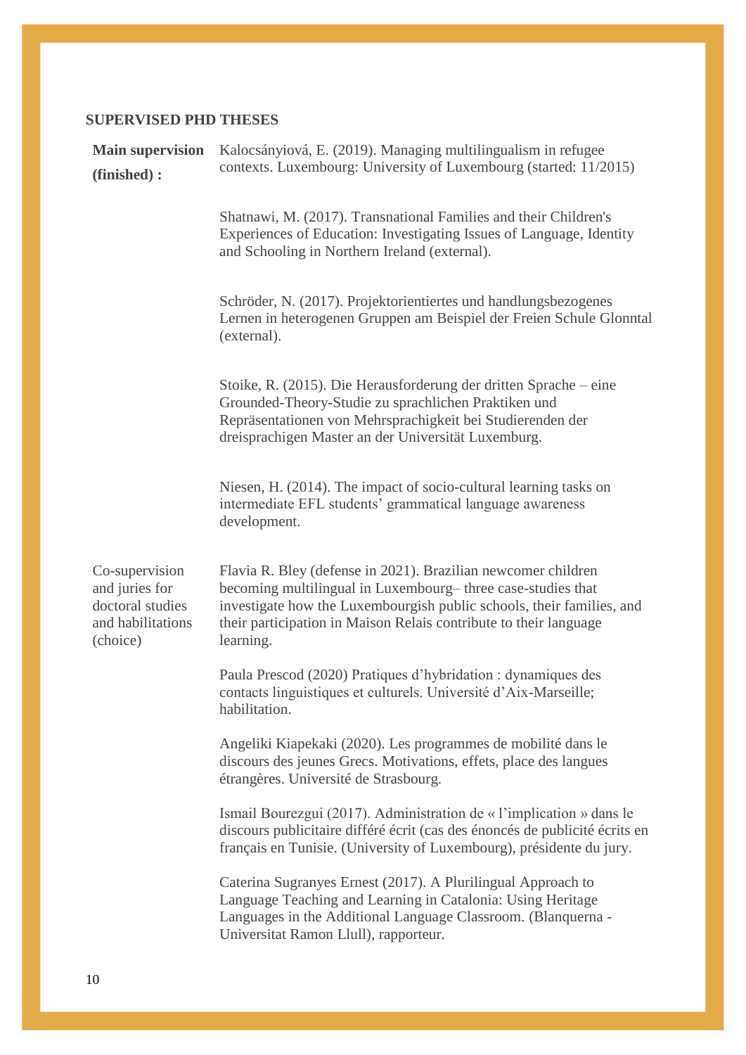**SUPERVISED PHD THESES**

| | |
|---|---|
| **Main supervision (finished) :** | Kalocsányiová, E. (2019). Managing multilingualism in refugee contexts. Luxembourg: University of Luxembourg (started: 11/2015) |
| | Shatnawi, M. (2017). Transnational Families and their Children's Experiences of Education: Investigating Issues of Language, Identity and Schooling in Northern Ireland (external). |
| | Schröder, N. (2017). Projektorientiertes und handlungsbezogenes Lernen in heterogenen Gruppen am Beispiel der Freien Schule Glonntal (external). |
| | Stoike, R. (2015). Die Herausforderung der dritten Sprache – eine Grounded-Theory-Studie zu sprachlichen Praktiken und Repräsentationen von Mehrsprachigkeit bei Studierenden der dreisprachigen Master an der Universität Luxemburg. |
| | Niesen, H. (2014). The impact of socio-cultural learning tasks on intermediate EFL students' grammatical language awareness development. |
| Co-supervision and juries for doctoral studies and habilitations (choice) | Flavia R. Bley (defense in 2021). Brazilian newcomer children becoming multilingual in Luxembourg– three case-studies that investigate how the Luxembourgish public schools, their families, and their participation in Maison Relais contribute to their language learning. |
| | Paula Prescod (2020) Pratiques d'hybridation : dynamiques des contacts linguistiques et culturels. Université d'Aix-Marseille; habilitation. |
| | Angeliki Kiapekaki (2020). Les programmes de mobilité dans le discours des jeunes Grecs. Motivations, effets, place des langues étrangères. Université de Strasbourg. |
| | Ismail Bourezgui (2017). Administration de « l'implication » dans le discours publicitaire différé écrit (cas des énoncés de publicité écrits en français en Tunisie. (University of Luxembourg), présidente du jury. |
| | Caterina Sugranyes Ernest (2017). A Plurilingual Approach to Language Teaching and Learning in Catalonia: Using Heritage Languages in the Additional Language Classroom. (Blanquerna - Universitat Ramon Llull), rapporteur. |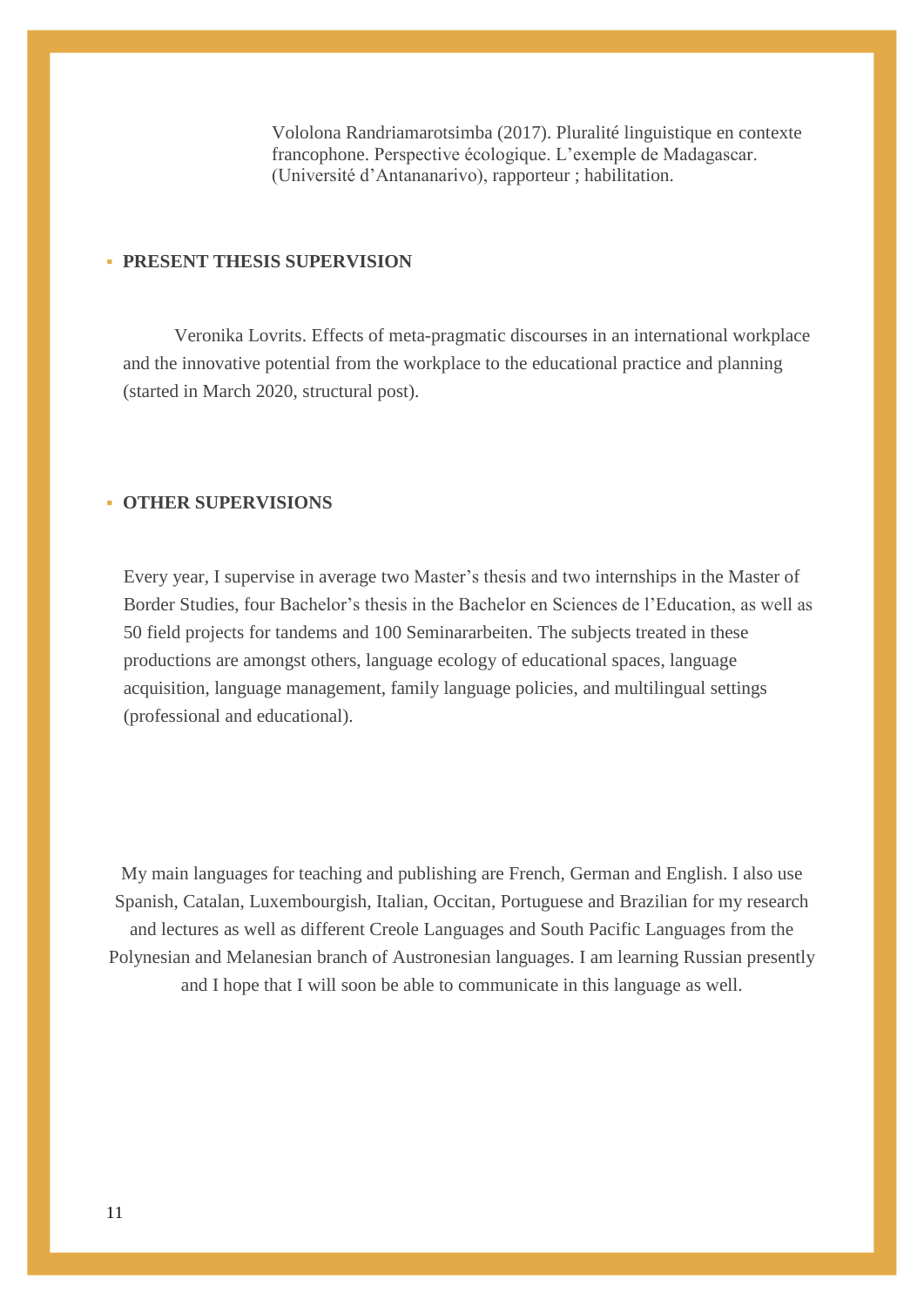Vololona Randriamarotsimba (2017). Pluralité linguistique en contexte francophone. Perspective écologique. L'exemple de Madagascar. (Université d'Antananarivo), rapporteur ; habilitation.

- **PRESENT THESIS SUPERVISION**

Veronika Lovrits. Effects of meta-pragmatic discourses in an international workplace and the innovative potential from the workplace to the educational practice and planning (started in March 2020, structural post).

- **OTHER SUPERVISIONS**

Every year, I supervise in average two Master's thesis and two internships in the Master of Border Studies, four Bachelor's thesis in the Bachelor en Sciences de l'Education, as well as 50 field projects for tandems and 100 Seminararbeiten. The subjects treated in these productions are amongst others, language ecology of educational spaces, language acquisition, language management, family language policies, and multilingual settings (professional and educational).

My main languages for teaching and publishing are French, German and English. I also use Spanish, Catalan, Luxembourgish, Italian, Occitan, Portuguese and Brazilian for my research and lectures as well as different Creole Languages and South Pacific Languages from the Polynesian and Melanesian branch of Austronesian languages. I am learning Russian presently and I hope that I will soon be able to communicate in this language as well.